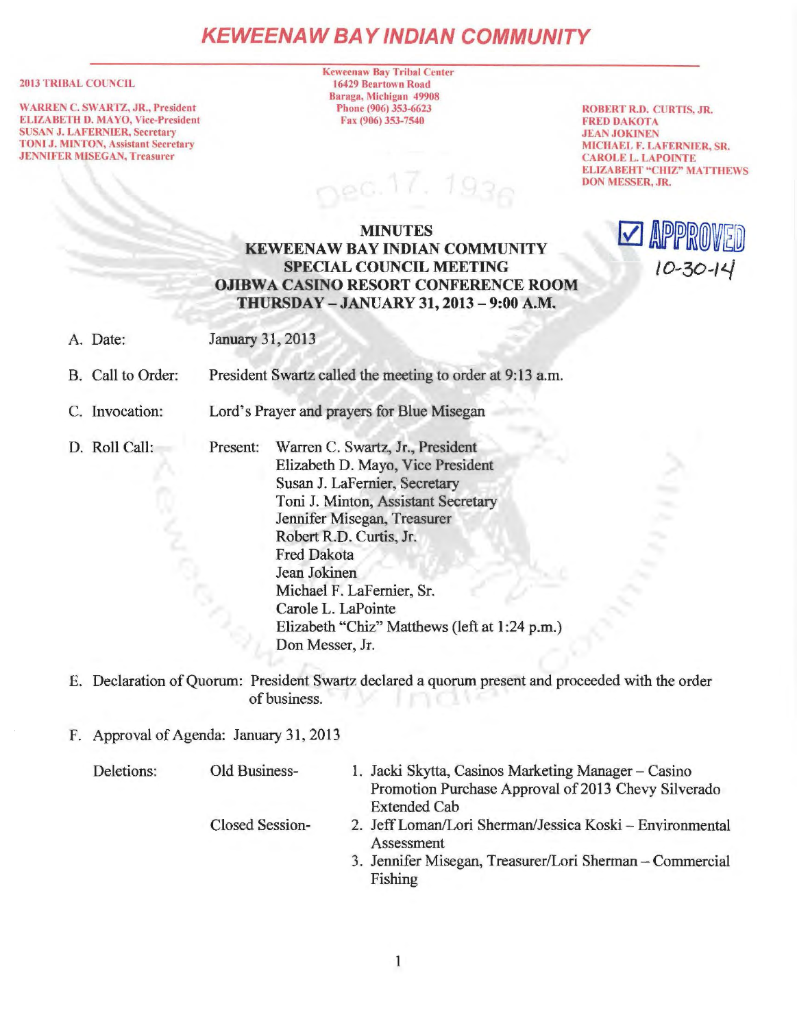# KEWEENAW BAY INDIAN COMMUNITY

**2013 TRIBAL COUNCIL**

WARREN C. SWARTZ, JR., President
ELIZABETH D. MAYO, Vice-President
SUSAN J. LAFERNIER, Secretary
TONI J. MINTON, Assistant Secretary
JENNIFER MISEGAN, Treasurer

Keweenaw Bay Tribal Center
16429 Beartown Road
Baraga, Michigan 49908
Phone (906) 353-6623
Fax (906) 353-7540

ROBERT R.D. CURTIS, JR.
FRED DAKOTA
JEAN JOKINEN
MICHAEL F. LAFERNIER, SR.
CAROLE L. LAPOINTE
ELIZABEHT "CHIZ" MATTHEWS
DON MESSER, JR.

☑ APPROVED 10-30-14

## MINUTES
## KEWEENAW BAY INDIAN COMMUNITY
## SPECIAL COUNCIL MEETING
## OJIBWA CASINO RESORT CONFERENCE ROOM
## THURSDAY – JANUARY 31, 2013 – 9:00 A.M.

A. Date: January 31, 2013

B. Call to Order: President Swartz called the meeting to order at 9:13 a.m.

C. Invocation: Lord's Prayer and prayers for Blue Misegan

D. Roll Call: Present:
Warren C. Swartz, Jr., President
Elizabeth D. Mayo, Vice President
Susan J. LaFernier, Secretary
Toni J. Minton, Assistant Secretary
Jennifer Misegan, Treasurer
Robert R.D. Curtis, Jr.
Fred Dakota
Jean Jokinen
Michael F. LaFernier, Sr.
Carole L. LaPointe
Elizabeth "Chiz" Matthews (left at 1:24 p.m.)
Don Messer, Jr.

E. Declaration of Quorum: President Swartz declared a quorum present and proceeded with the order of business.

F. Approval of Agenda: January 31, 2013

Deletions:

Old Business-
1. Jacki Skytta, Casinos Marketing Manager – Casino Promotion Purchase Approval of 2013 Chevy Silverado Extended Cab

Closed Session-
2. Jeff Loman/Lori Sherman/Jessica Koski – Environmental Assessment
3. Jennifer Misegan, Treasurer/Lori Sherman – Commercial Fishing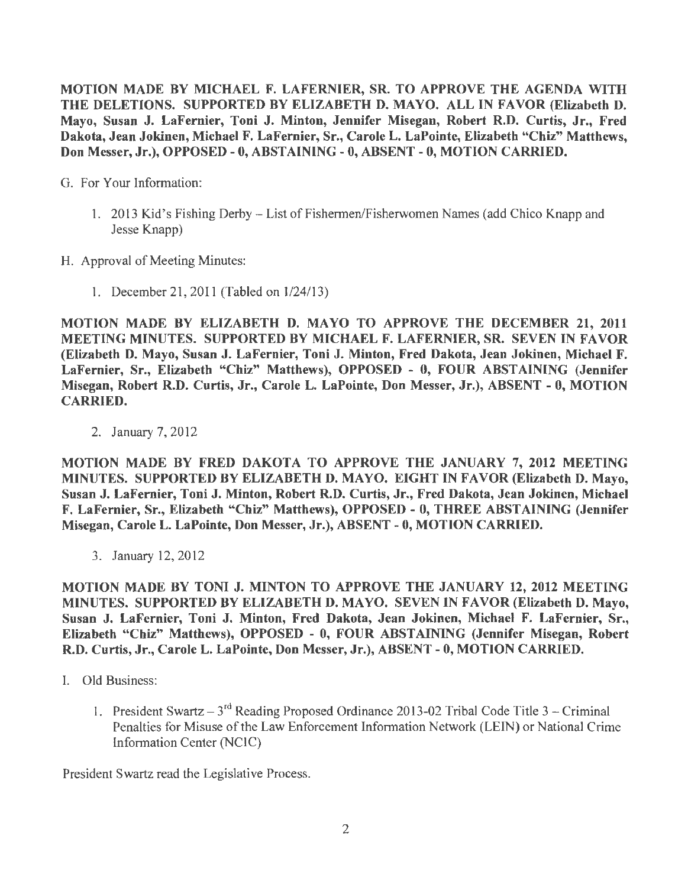**MOTION MADE BY MICHAEL F. LAFERNIER, SR. TO APPROVE THE AGENDA WITH THE DELETIONS. SUPPORTED BY ELIZABETH D. MAYO. ALL IN FAVOR (Elizabeth D. Mayo, Susan J. LaFernier, Toni J. Minton, Jennifer Misegan, Robert R.D. Curtis, Jr., Fred Dakota, Jean Jokinen, Michael F. LaFernier, Sr., Carole L. LaPointe, Elizabeth "Chiz" Matthews, Don Messer, Jr.), OPPOSED - 0, ABSTAINING - 0, ABSENT - 0, MOTION CARRIED.**

G. For Your Information:

1. 2013 Kid's Fishing Derby – List of Fishermen/Fisherwomen Names (add Chico Knapp and Jesse Knapp)

H. Approval of Meeting Minutes:

1. December 21, 2011 (Tabled on 1/24/13)

**MOTION MADE BY ELIZABETH D. MAYO TO APPROVE THE DECEMBER 21, 2011 MEETING MINUTES. SUPPORTED BY MICHAEL F. LAFERNIER, SR. SEVEN IN FAVOR (Elizabeth D. Mayo, Susan J. LaFernier, Toni J. Minton, Fred Dakota, Jean Jokinen, Michael F. LaFernier, Sr., Elizabeth "Chiz" Matthews), OPPOSED - 0, FOUR ABSTAINING (Jennifer Misegan, Robert R.D. Curtis, Jr., Carole L. LaPointe, Don Messer, Jr.), ABSENT - 0, MOTION CARRIED.**

2. January 7, 2012

**MOTION MADE BY FRED DAKOTA TO APPROVE THE JANUARY 7, 2012 MEETING MINUTES. SUPPORTED BY ELIZABETH D. MAYO. EIGHT IN FAVOR (Elizabeth D. Mayo, Susan J. LaFernier, Toni J. Minton, Robert R.D. Curtis, Jr., Fred Dakota, Jean Jokinen, Michael F. LaFernier, Sr., Elizabeth "Chiz" Matthews), OPPOSED - 0, THREE ABSTAINING (Jennifer Misegan, Carole L. LaPointe, Don Messer, Jr.), ABSENT - 0, MOTION CARRIED.**

3. January 12, 2012

**MOTION MADE BY TONI J. MINTON TO APPROVE THE JANUARY 12, 2012 MEETING MINUTES. SUPPORTED BY ELIZABETH D. MAYO. SEVEN IN FAVOR (Elizabeth D. Mayo, Susan J. LaFernier, Toni J. Minton, Fred Dakota, Jean Jokinen, Michael F. LaFernier, Sr., Elizabeth "Chiz" Matthews), OPPOSED - 0, FOUR ABSTAINING (Jennifer Misegan, Robert R.D. Curtis, Jr., Carole L. LaPointe, Don Messer, Jr.), ABSENT - 0, MOTION CARRIED.**

I. Old Business:

1. President Swartz – 3rd Reading Proposed Ordinance 2013-02 Tribal Code Title 3 – Criminal Penalties for Misuse of the Law Enforcement Information Network (LEIN) or National Crime Information Center (NCIC)

President Swartz read the Legislative Process.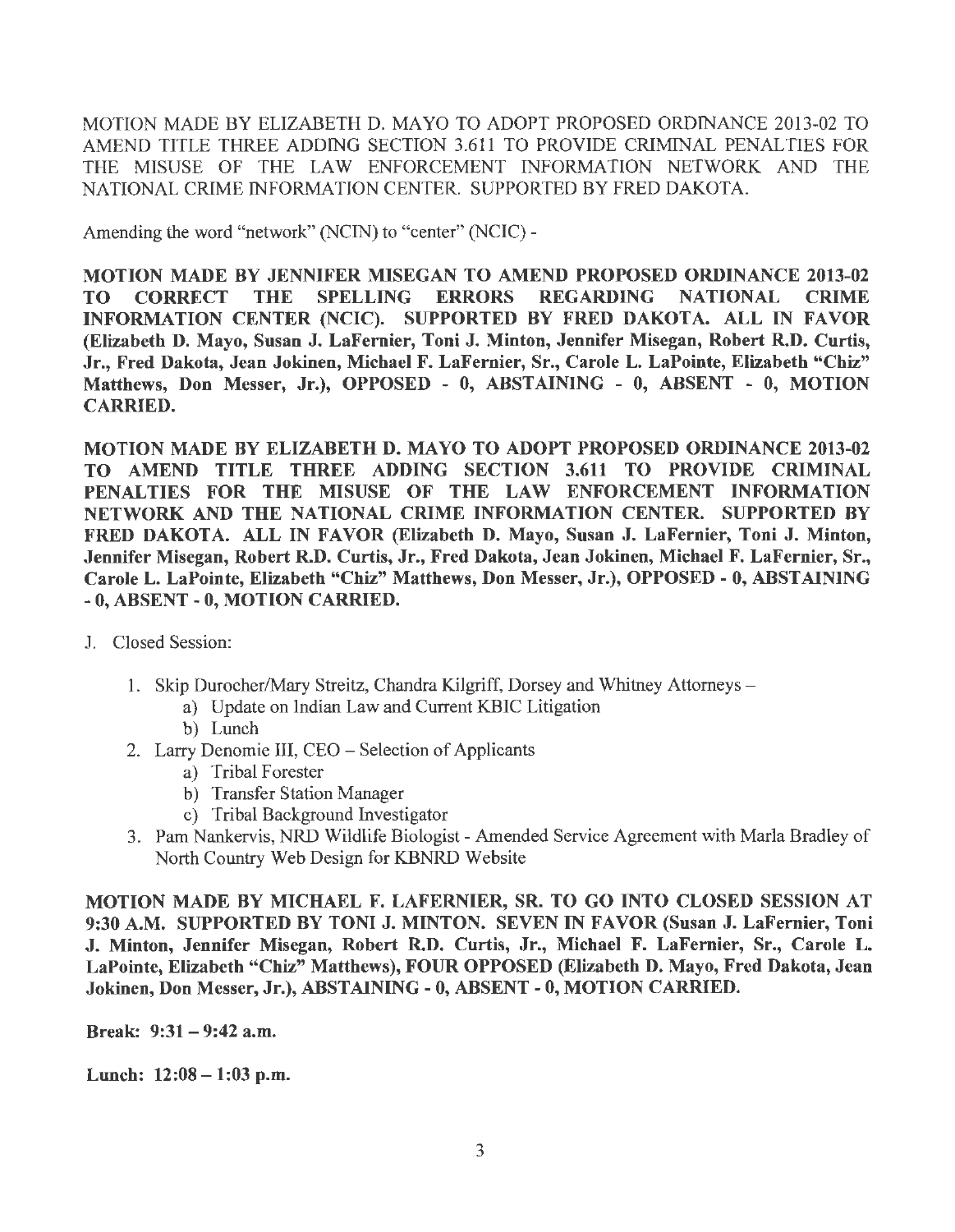MOTION MADE BY ELIZABETH D. MAYO TO ADOPT PROPOSED ORDINANCE 2013-02 TO AMEND TITLE THREE ADDING SECTION 3.611 TO PROVIDE CRIMINAL PENALTIES FOR THE MISUSE OF THE LAW ENFORCEMENT INFORMATION NETWORK AND THE NATIONAL CRIME INFORMATION CENTER. SUPPORTED BY FRED DAKOTA.

Amending the word "network" (NCIN) to "center" (NCIC) -

**MOTION MADE BY JENNIFER MISEGAN TO AMEND PROPOSED ORDINANCE 2013-02 TO CORRECT THE SPELLING ERRORS REGARDING NATIONAL CRIME INFORMATION CENTER (NCIC). SUPPORTED BY FRED DAKOTA. ALL IN FAVOR (Elizabeth D. Mayo, Susan J. LaFernier, Toni J. Minton, Jennifer Misegan, Robert R.D. Curtis, Jr., Fred Dakota, Jean Jokinen, Michael F. LaFernier, Sr., Carole L. LaPointe, Elizabeth "Chiz" Matthews, Don Messer, Jr.), OPPOSED - 0, ABSTAINING - 0, ABSENT - 0, MOTION CARRIED.**

**MOTION MADE BY ELIZABETH D. MAYO TO ADOPT PROPOSED ORDINANCE 2013-02 TO AMEND TITLE THREE ADDING SECTION 3.611 TO PROVIDE CRIMINAL PENALTIES FOR THE MISUSE OF THE LAW ENFORCEMENT INFORMATION NETWORK AND THE NATIONAL CRIME INFORMATION CENTER. SUPPORTED BY FRED DAKOTA. ALL IN FAVOR (Elizabeth D. Mayo, Susan J. LaFernier, Toni J. Minton, Jennifer Misegan, Robert R.D. Curtis, Jr., Fred Dakota, Jean Jokinen, Michael F. LaFernier, Sr., Carole L. LaPointe, Elizabeth "Chiz" Matthews, Don Messer, Jr.), OPPOSED - 0, ABSTAINING - 0, ABSENT - 0, MOTION CARRIED.**

J. Closed Session:

1. Skip Durocher/Mary Streitz, Chandra Kilgriff, Dorsey and Whitney Attorneys –
   a) Update on Indian Law and Current KBIC Litigation
   b) Lunch
2. Larry Denomie III, CEO – Selection of Applicants
   a) Tribal Forester
   b) Transfer Station Manager
   c) Tribal Background Investigator
3. Pam Nankervis, NRD Wildlife Biologist - Amended Service Agreement with Marla Bradley of North Country Web Design for KBNRD Website

**MOTION MADE BY MICHAEL F. LAFERNIER, SR. TO GO INTO CLOSED SESSION AT 9:30 A.M. SUPPORTED BY TONI J. MINTON. SEVEN IN FAVOR (Susan J. LaFernier, Toni J. Minton, Jennifer Misegan, Robert R.D. Curtis, Jr., Michael F. LaFernier, Sr., Carole L. LaPointe, Elizabeth "Chiz" Matthews), FOUR OPPOSED (Elizabeth D. Mayo, Fred Dakota, Jean Jokinen, Don Messer, Jr.), ABSTAINING - 0, ABSENT - 0, MOTION CARRIED.**

**Break: 9:31 – 9:42 a.m.**

**Lunch: 12:08 – 1:03 p.m.**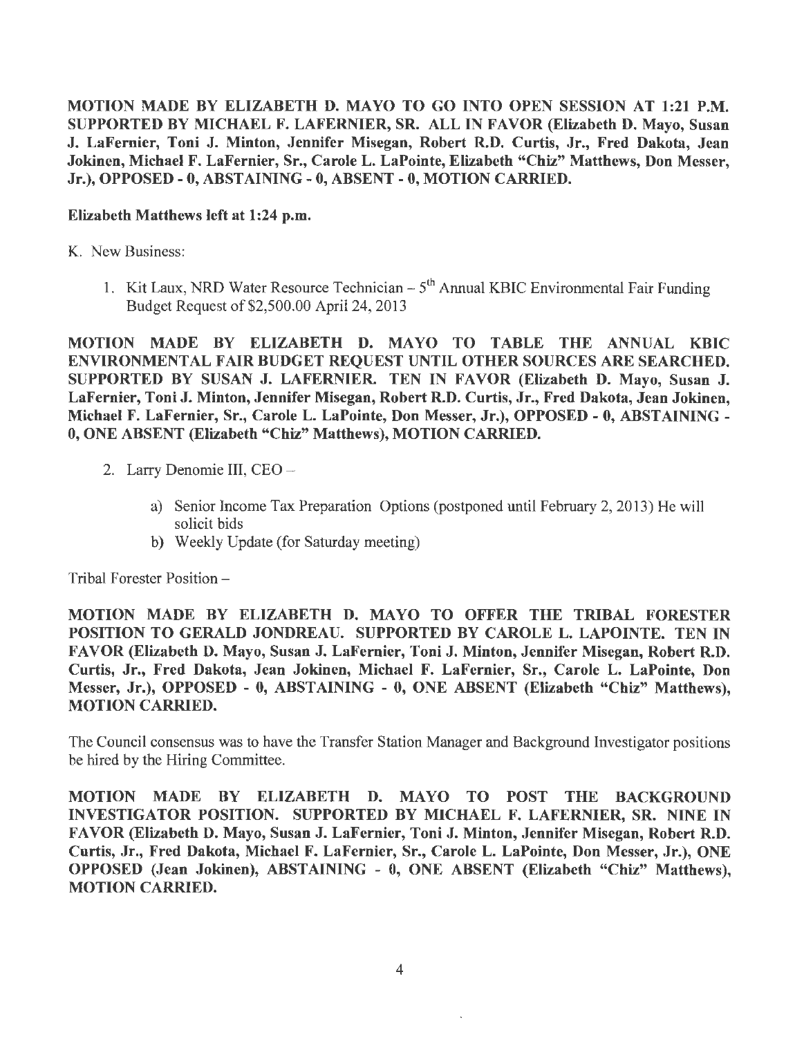**MOTION MADE BY ELIZABETH D. MAYO TO GO INTO OPEN SESSION AT 1:21 P.M. SUPPORTED BY MICHAEL F. LAFERNIER, SR. ALL IN FAVOR (Elizabeth D. Mayo, Susan J. LaFernier, Toni J. Minton, Jennifer Misegan, Robert R.D. Curtis, Jr., Fred Dakota, Jean Jokinen, Michael F. LaFernier, Sr., Carole L. LaPointe, Elizabeth "Chiz" Matthews, Don Messer, Jr.), OPPOSED - 0, ABSTAINING - 0, ABSENT - 0, MOTION CARRIED.**

**Elizabeth Matthews left at 1:24 p.m.**

K. New Business:

1. Kit Laux, NRD Water Resource Technician – 5th Annual KBIC Environmental Fair Funding Budget Request of $2,500.00 April 24, 2013

**MOTION MADE BY ELIZABETH D. MAYO TO TABLE THE ANNUAL KBIC ENVIRONMENTAL FAIR BUDGET REQUEST UNTIL OTHER SOURCES ARE SEARCHED. SUPPORTED BY SUSAN J. LAFERNIER. TEN IN FAVOR (Elizabeth D. Mayo, Susan J. LaFernier, Toni J. Minton, Jennifer Misegan, Robert R.D. Curtis, Jr., Fred Dakota, Jean Jokinen, Michael F. LaFernier, Sr., Carole L. LaPointe, Don Messer, Jr.), OPPOSED - 0, ABSTAINING - 0, ONE ABSENT (Elizabeth "Chiz" Matthews), MOTION CARRIED.**

2. Larry Denomie III, CEO –

   a) Senior Income Tax Preparation Options (postponed until February 2, 2013) He will solicit bids
   b) Weekly Update (for Saturday meeting)

Tribal Forester Position –

**MOTION MADE BY ELIZABETH D. MAYO TO OFFER THE TRIBAL FORESTER POSITION TO GERALD JONDREAU. SUPPORTED BY CAROLE L. LAPOINTE. TEN IN FAVOR (Elizabeth D. Mayo, Susan J. LaFernier, Toni J. Minton, Jennifer Misegan, Robert R.D. Curtis, Jr., Fred Dakota, Jean Jokinen, Michael F. LaFernier, Sr., Carole L. LaPointe, Don Messer, Jr.), OPPOSED - 0, ABSTAINING - 0, ONE ABSENT (Elizabeth "Chiz" Matthews), MOTION CARRIED.**

The Council consensus was to have the Transfer Station Manager and Background Investigator positions be hired by the Hiring Committee.

**MOTION MADE BY ELIZABETH D. MAYO TO POST THE BACKGROUND INVESTIGATOR POSITION. SUPPORTED BY MICHAEL F. LAFERNIER, SR. NINE IN FAVOR (Elizabeth D. Mayo, Susan J. LaFernier, Toni J. Minton, Jennifer Misegan, Robert R.D. Curtis, Jr., Fred Dakota, Michael F. LaFernier, Sr., Carole L. LaPointe, Don Messer, Jr.), ONE OPPOSED (Jean Jokinen), ABSTAINING - 0, ONE ABSENT (Elizabeth "Chiz" Matthews), MOTION CARRIED.**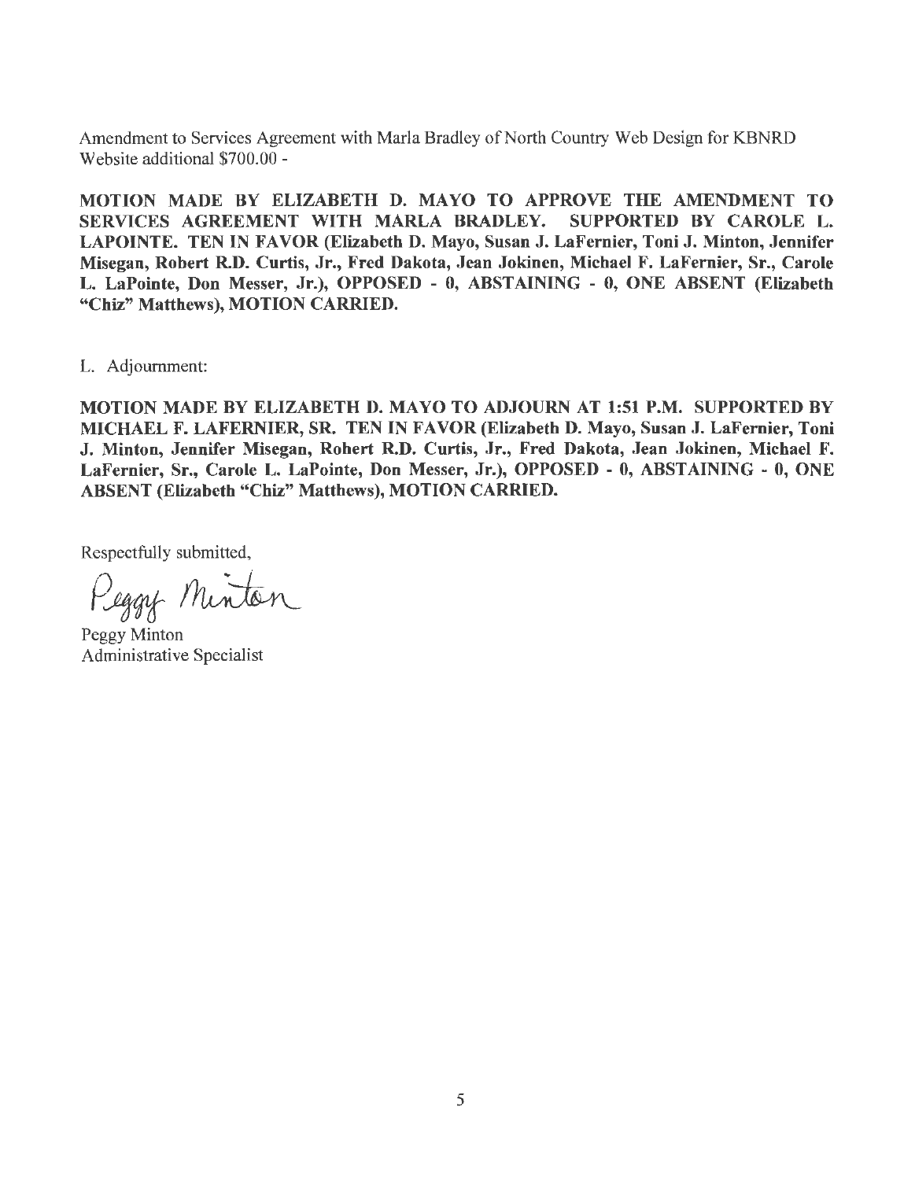Amendment to Services Agreement with Marla Bradley of North Country Web Design for KBNRD Website additional $700.00 -

**MOTION MADE BY ELIZABETH D. MAYO TO APPROVE THE AMENDMENT TO SERVICES AGREEMENT WITH MARLA BRADLEY. SUPPORTED BY CAROLE L. LAPOINTE. TEN IN FAVOR (Elizabeth D. Mayo, Susan J. LaFernier, Toni J. Minton, Jennifer Misegan, Robert R.D. Curtis, Jr., Fred Dakota, Jean Jokinen, Michael F. LaFernier, Sr., Carole L. LaPointe, Don Messer, Jr.), OPPOSED - 0, ABSTAINING - 0, ONE ABSENT (Elizabeth "Chiz" Matthews), MOTION CARRIED.**

L. Adjournment:

**MOTION MADE BY ELIZABETH D. MAYO TO ADJOURN AT 1:51 P.M. SUPPORTED BY MICHAEL F. LAFERNIER, SR. TEN IN FAVOR (Elizabeth D. Mayo, Susan J. LaFernier, Toni J. Minton, Jennifer Misegan, Robert R.D. Curtis, Jr., Fred Dakota, Jean Jokinen, Michael F. LaFernier, Sr., Carole L. LaPointe, Don Messer, Jr.), OPPOSED - 0, ABSTAINING - 0, ONE ABSENT (Elizabeth "Chiz" Matthews), MOTION CARRIED.**

Respectfully submitted,

Peggy Minton

Peggy Minton
Administrative Specialist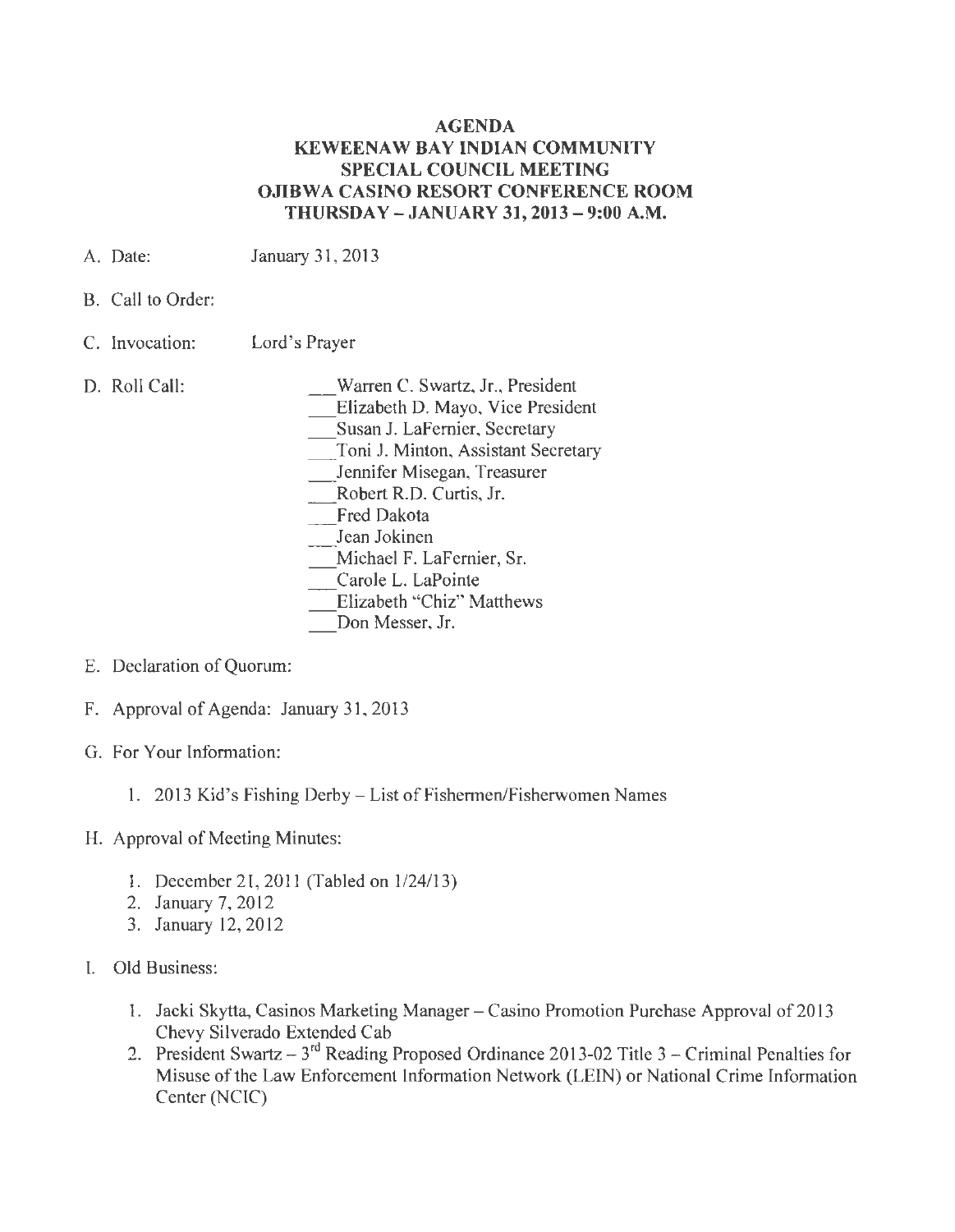# AGENDA
## KEWEENAW BAY INDIAN COMMUNITY
## SPECIAL COUNCIL MEETING
## OJIBWA CASINO RESORT CONFERENCE ROOM
## THURSDAY – JANUARY 31, 2013 – 9:00 A.M.

A. Date: January 31, 2013

B. Call to Order:

C. Invocation: Lord's Prayer

D. Roll Call:

___Warren C. Swartz, Jr., President
___Elizabeth D. Mayo, Vice President
___Susan J. LaFernier, Secretary
___Toni J. Minton, Assistant Secretary
___Jennifer Misegan, Treasurer
___Robert R.D. Curtis, Jr.
___Fred Dakota
___Jean Jokinen
___Michael F. LaFernier, Sr.
___Carole L. LaPointe
___Elizabeth "Chiz" Matthews
___Don Messer, Jr.

E. Declaration of Quorum:

F. Approval of Agenda: January 31, 2013

G. For Your Information:

1. 2013 Kid's Fishing Derby – List of Fishermen/Fisherwomen Names

H. Approval of Meeting Minutes:

1. December 21, 2011 (Tabled on 1/24/13)
2. January 7, 2012
3. January 12, 2012

I. Old Business:

1. Jacki Skytta, Casinos Marketing Manager – Casino Promotion Purchase Approval of 2013 Chevy Silverado Extended Cab
2. President Swartz – 3rd Reading Proposed Ordinance 2013-02 Title 3 – Criminal Penalties for Misuse of the Law Enforcement Information Network (LEIN) or National Crime Information Center (NCIC)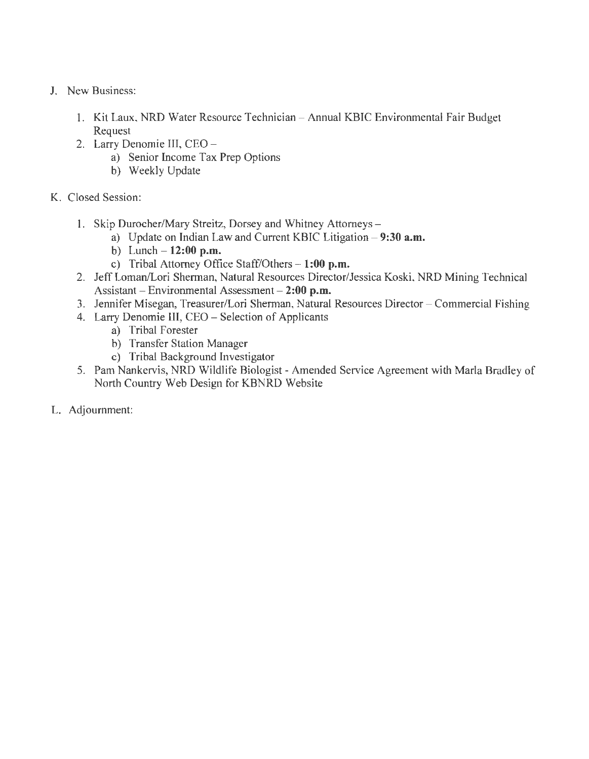J. New Business:

1. Kit Laux, NRD Water Resource Technician – Annual KBIC Environmental Fair Budget Request
2. Larry Denomie III, CEO –
   a) Senior Income Tax Prep Options
   b) Weekly Update

K. Closed Session:

1. Skip Durocher/Mary Streitz, Dorsey and Whitney Attorneys –
   a) Update on Indian Law and Current KBIC Litigation – **9:30 a.m.**
   b) Lunch – **12:00 p.m.**
   c) Tribal Attorney Office Staff/Others – **1:00 p.m.**
2. Jeff Loman/Lori Sherman, Natural Resources Director/Jessica Koski, NRD Mining Technical Assistant – Environmental Assessment – **2:00 p.m.**
3. Jennifer Misegan, Treasurer/Lori Sherman, Natural Resources Director – Commercial Fishing
4. Larry Denomie III, CEO – Selection of Applicants
   a) Tribal Forester
   b) Transfer Station Manager
   c) Tribal Background Investigator
5. Pam Nankervis, NRD Wildlife Biologist - Amended Service Agreement with Marla Bradley of North Country Web Design for KBNRD Website

L. Adjournment: